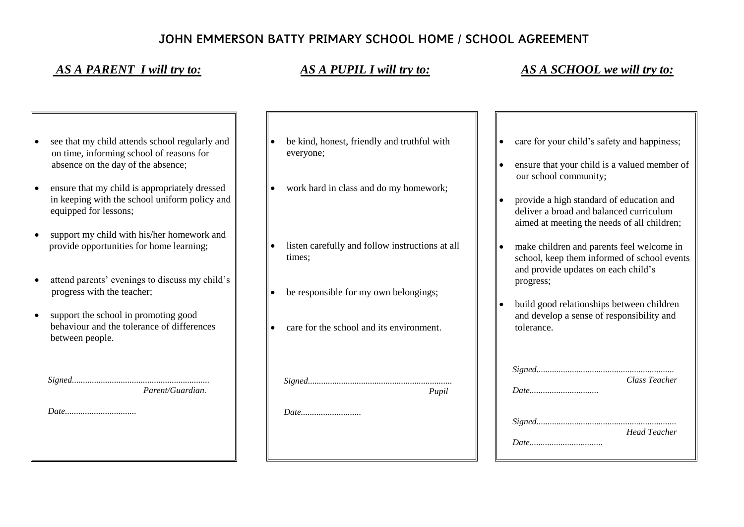# JOHN EMMERSON BATTY PRIMARY SCHOOL HOME / SCHOOL AGREEMENT

## ***AS A PARENT I will try to:***

- see that my child attends school regularly and on time, informing school of reasons for absence on the day of the absence;
- ensure that my child is appropriately dressed in keeping with the school uniform policy and equipped for lessons;
- support my child with his/her homework and provide opportunities for home learning;
- attend parents' evenings to discuss my child's progress with the teacher;
- support the school in promoting good behaviour and the tolerance of differences between people.

*Signed.............................................................*
*Parent/Guardian.*

*Date................................*

## ***AS A PUPIL I will try to:***

- be kind, honest, friendly and truthful with everyone;
- work hard in class and do my homework;
- listen carefully and follow instructions at all times;
- be responsible for my own belongings;
- care for the school and its environment.

*Signed................................................................*
*Pupil*

*Date...........................*

## ***AS A SCHOOL we will try to:***

- care for your child's safety and happiness;
- ensure that your child is a valued member of our school community;
- provide a high standard of education and deliver a broad and balanced curriculum aimed at meeting the needs of all children;
- make children and parents feel welcome in school, keep them informed of school events and provide updates on each child's progress;
- build good relationships between children and develop a sense of responsibility and tolerance.

*Signed.............................................................*
*Class Teacher*
*Date...............................*

*Signed..............................................................*
*Head Teacher*
*Date.................................*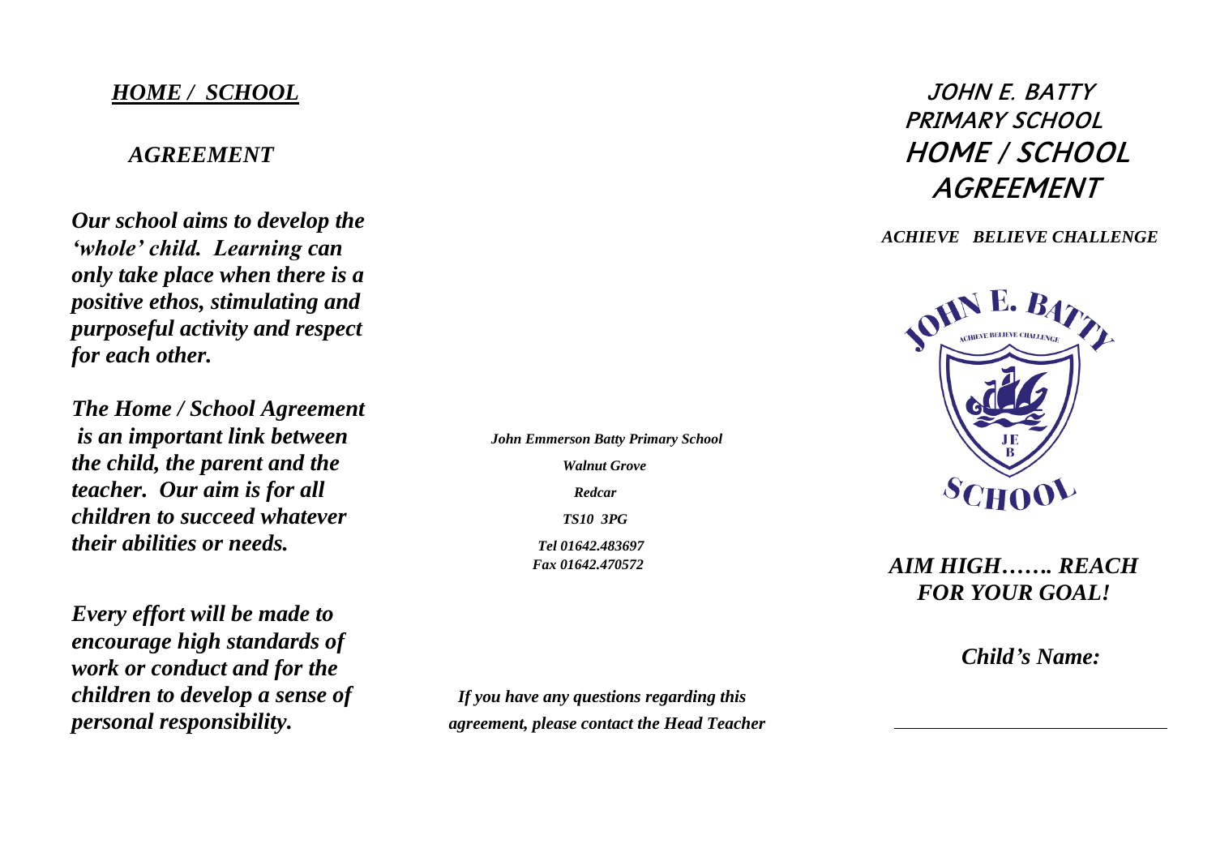## *HOME / SCHOOL*

### *AGREEMENT*

***Our school aims to develop the 'whole' child. Learning can only take place when there is a positive ethos, stimulating and purposeful activity and respect for each other.***

***The Home / School Agreement is an important link between the child, the parent and the teacher. Our aim is for all children to succeed whatever their abilities or needs.***

***Every effort will be made to encourage high standards of work or conduct and for the children to develop a sense of personal responsibility.***

***John Emmerson Batty Primary School***

***Walnut Grove***

***Redcar***

***TS10 3PG***

***Tel 01642.483697***
***Fax 01642.470572***

***If you have any questions regarding this agreement, please contact the Head Teacher***

# JOHN E. BATTY PRIMARY SCHOOL HOME / SCHOOL AGREEMENT

***ACHIEVE BELIEVE CHALLENGE***

***AIM HIGH……. REACH FOR YOUR GOAL!***

***Child's Name:***

\_\_\_\_\_\_\_\_\_\_\_\_\_\_\_\_\_\_\_\_\_\_\_\_\_\_\_\_\_\_